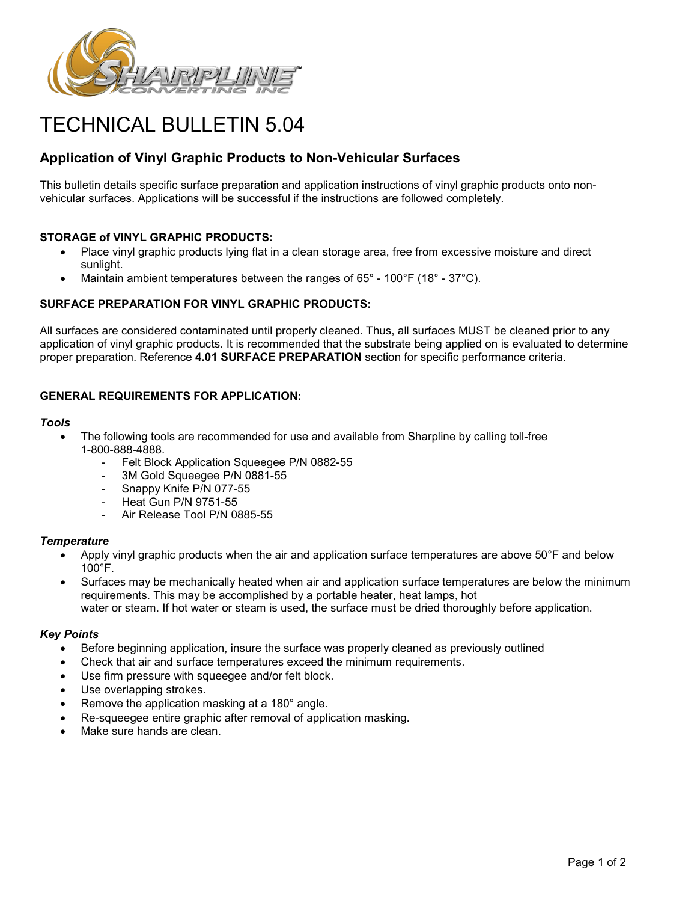# TECHNICAL BULLETIN 5.04

## Application of Vinyl Graphic Products to Non-Vehicular Surfaces

This bulletin details specific surface preparation and application instructions of vinyl graphic products onto non-vehicular surfaces. Applications will be successful if the instructions are followed completely.

### STORAGE of VINYL GRAPHIC PRODUCTS:

- Place vinyl graphic products lying flat in a clean storage area, free from excessive moisture and direct sunlight.
- Maintain ambient temperatures between the ranges of 65° - 100°F (18° - 37°C).

### SURFACE PREPARATION FOR VINYL GRAPHIC PRODUCTS:

All surfaces are considered contaminated until properly cleaned. Thus, all surfaces MUST be cleaned prior to any application of vinyl graphic products. It is recommended that the substrate being applied on is evaluated to determine proper preparation. Reference **4.01 SURFACE PREPARATION** section for specific performance criteria.

### GENERAL REQUIREMENTS FOR APPLICATION:

***Tools***

- The following tools are recommended for use and available from Sharpline by calling toll-free 1-800-888-4888.
  - Felt Block Application Squeegee P/N 0882-55
  - 3M Gold Squeegee P/N 0881-55
  - Snappy Knife P/N 077-55
  - Heat Gun P/N 9751-55
  - Air Release Tool P/N 0885-55

***Temperature***

- Apply vinyl graphic products when the air and application surface temperatures are above 50°F and below 100°F.
- Surfaces may be mechanically heated when air and application surface temperatures are below the minimum requirements. This may be accomplished by a portable heater, heat lamps, hot water or steam. If hot water or steam is used, the surface must be dried thoroughly before application.

***Key Points***

- Before beginning application, insure the surface was properly cleaned as previously outlined
- Check that air and surface temperatures exceed the minimum requirements.
- Use firm pressure with squeegee and/or felt block.
- Use overlapping strokes.
- Remove the application masking at a 180° angle.
- Re-squeegee entire graphic after removal of application masking.
- Make sure hands are clean.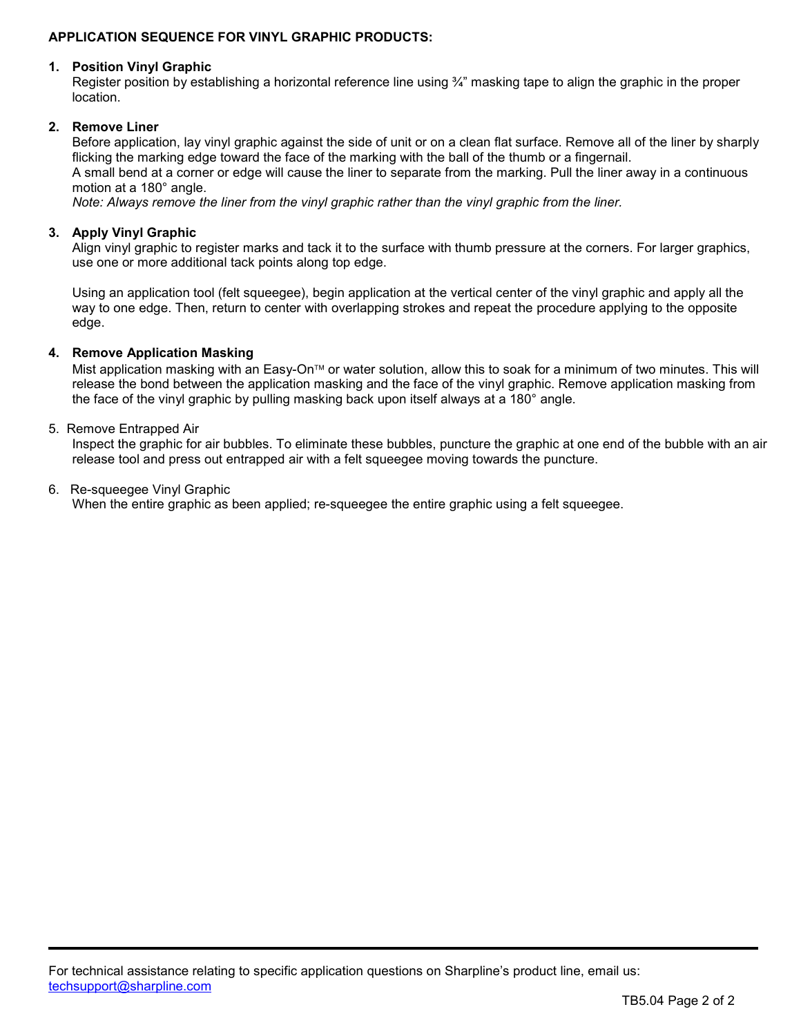**APPLICATION SEQUENCE FOR VINYL GRAPHIC PRODUCTS:**

1. **Position Vinyl Graphic**
   Register position by establishing a horizontal reference line using ¾" masking tape to align the graphic in the proper location.

2. **Remove Liner**
   Before application, lay vinyl graphic against the side of unit or on a clean flat surface. Remove all of the liner by sharply flicking the marking edge toward the face of the marking with the ball of the thumb or a fingernail.
   A small bend at a corner or edge will cause the liner to separate from the marking. Pull the liner away in a continuous motion at a 180° angle.
   *Note: Always remove the liner from the vinyl graphic rather than the vinyl graphic from the liner.*

3. **Apply Vinyl Graphic**
   Align vinyl graphic to register marks and tack it to the surface with thumb pressure at the corners. For larger graphics, use one or more additional tack points along top edge.

   Using an application tool (felt squeegee), begin application at the vertical center of the vinyl graphic and apply all the way to one edge. Then, return to center with overlapping strokes and repeat the procedure applying to the opposite edge.

4. **Remove Application Masking**
   Mist application masking with an Easy-On™ or water solution, allow this to soak for a minimum of two minutes. This will release the bond between the application masking and the face of the vinyl graphic. Remove application masking from the face of the vinyl graphic by pulling masking back upon itself always at a 180° angle.

5. Remove Entrapped Air
   Inspect the graphic for air bubbles. To eliminate these bubbles, puncture the graphic at one end of the bubble with an air release tool and press out entrapped air with a felt squeegee moving towards the puncture.

6. Re-squeegee Vinyl Graphic
   When the entire graphic as been applied; re-squeegee the entire graphic using a felt squeegee.

---

For technical assistance relating to specific application questions on Sharpline's product line, email us: techsupport@sharpline.com

TB5.04